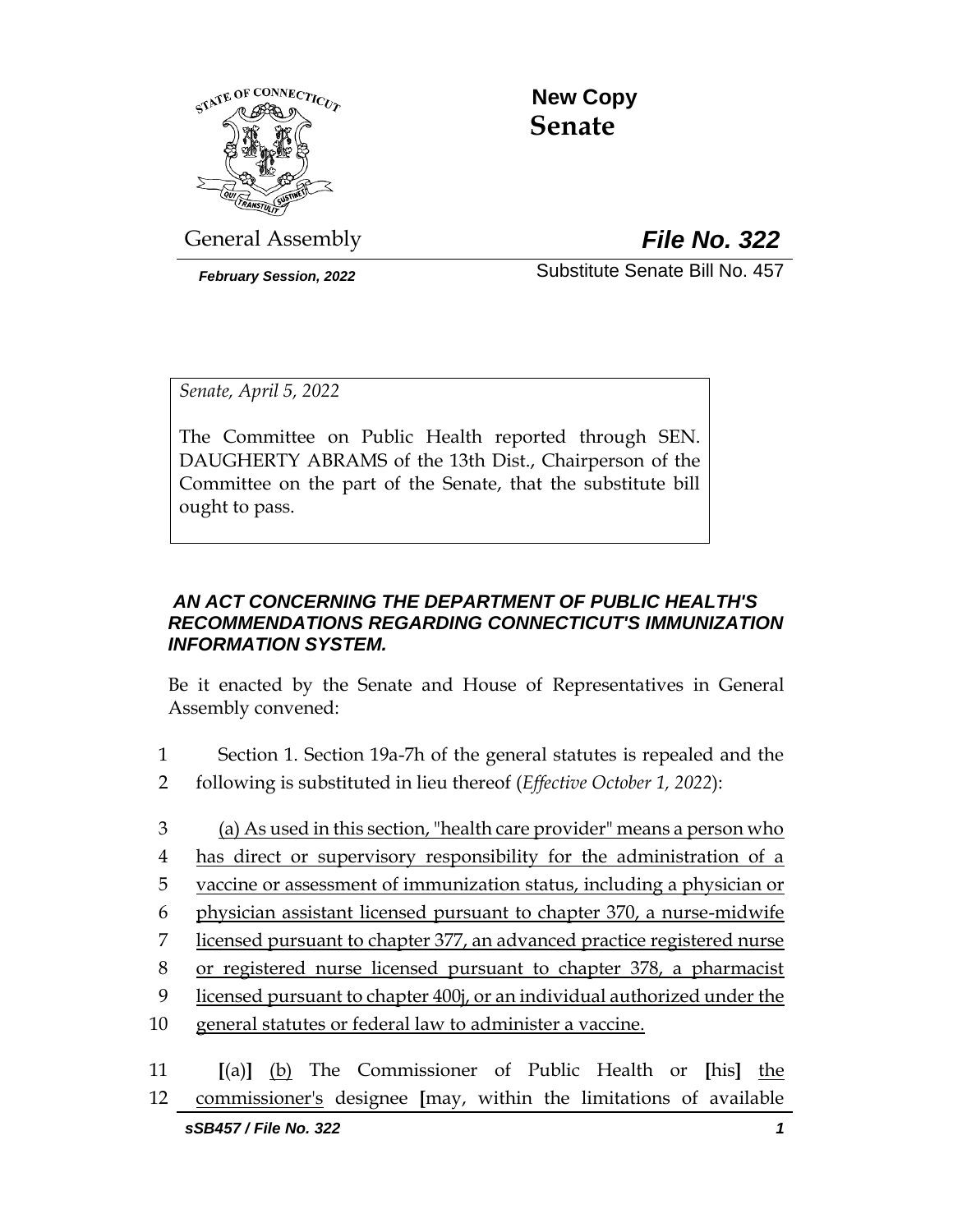**New Copy**
**Senate**

General Assembly

***File No. 322***

*February Session, 2022*

Substitute Senate Bill No. 457

*Senate, April 5, 2022*

The Committee on Public Health reported through SEN. DAUGHERTY ABRAMS of the 13th Dist., Chairperson of the Committee on the part of the Senate, that the substitute bill ought to pass.

***AN ACT CONCERNING THE DEPARTMENT OF PUBLIC HEALTH'S RECOMMENDATIONS REGARDING CONNECTICUT'S IMMUNIZATION INFORMATION SYSTEM.***

Be it enacted by the Senate and House of Representatives in General Assembly convened:

1 Section 1. Section 19a-7h of the general statutes is repealed and the
2 following is substituted in lieu thereof (*Effective October 1, 2022*):

3 <u>(a) As used in this section, "health care provider" means a person who</u>
4 <u>has direct or supervisory responsibility for the administration of a</u>
5 <u>vaccine or assessment of immunization status, including a physician or</u>
6 <u>physician assistant licensed pursuant to chapter 370, a nurse-midwife</u>
7 <u>licensed pursuant to chapter 377, an advanced practice registered nurse</u>
8 <u>or registered nurse licensed pursuant to chapter 378, a pharmacist</u>
9 <u>licensed pursuant to chapter 400j, or an individual authorized under the</u>
10 <u>general statutes or federal law to administer a vaccine.</u>

11 [(a)] <u>(b)</u> The Commissioner of Public Health or [his] <u>the</u>
12 <u>commissioner's</u> designee [may, within the limitations of available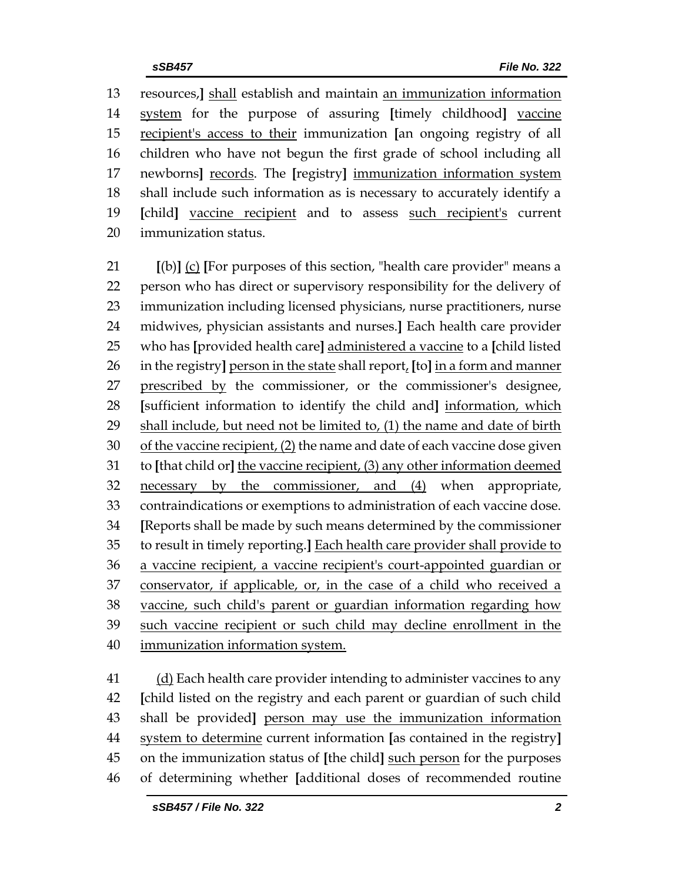13 resources,] shall establish and maintain an immunization information
14 system for the purpose of assuring [timely childhood] vaccine
15 recipient's access to their immunization [an ongoing registry of all
16 children who have not begun the first grade of school including all
17 newborns] records. The [registry] immunization information system
18 shall include such information as is necessary to accurately identify a
19 [child] vaccine recipient and to assess such recipient's current
20 immunization status.

21 [(b)] (c) [For purposes of this section, "health care provider" means a
22 person who has direct or supervisory responsibility for the delivery of
23 immunization including licensed physicians, nurse practitioners, nurse
24 midwives, physician assistants and nurses.] Each health care provider
25 who has [provided health care] administered a vaccine to a [child listed
26 in the registry] person in the state shall report, [to] in a form and manner
27 prescribed by the commissioner, or the commissioner's designee,
28 [sufficient information to identify the child and] information, which
29 shall include, but need not be limited to, (1) the name and date of birth
30 of the vaccine recipient, (2) the name and date of each vaccine dose given
31 to [that child or] the vaccine recipient, (3) any other information deemed
32 necessary by the commissioner, and (4) when appropriate,
33 contraindications or exemptions to administration of each vaccine dose.
34 [Reports shall be made by such means determined by the commissioner
35 to result in timely reporting.] Each health care provider shall provide to
36 a vaccine recipient, a vaccine recipient's court-appointed guardian or
37 conservator, if applicable, or, in the case of a child who received a
38 vaccine, such child's parent or guardian information regarding how
39 such vaccine recipient or such child may decline enrollment in the
40 immunization information system.

41 (d) Each health care provider intending to administer vaccines to any
42 [child listed on the registry and each parent or guardian of such child
43 shall be provided] person may use the immunization information
44 system to determine current information [as contained in the registry]
45 on the immunization status of [the child] such person for the purposes
46 of determining whether [additional doses of recommended routine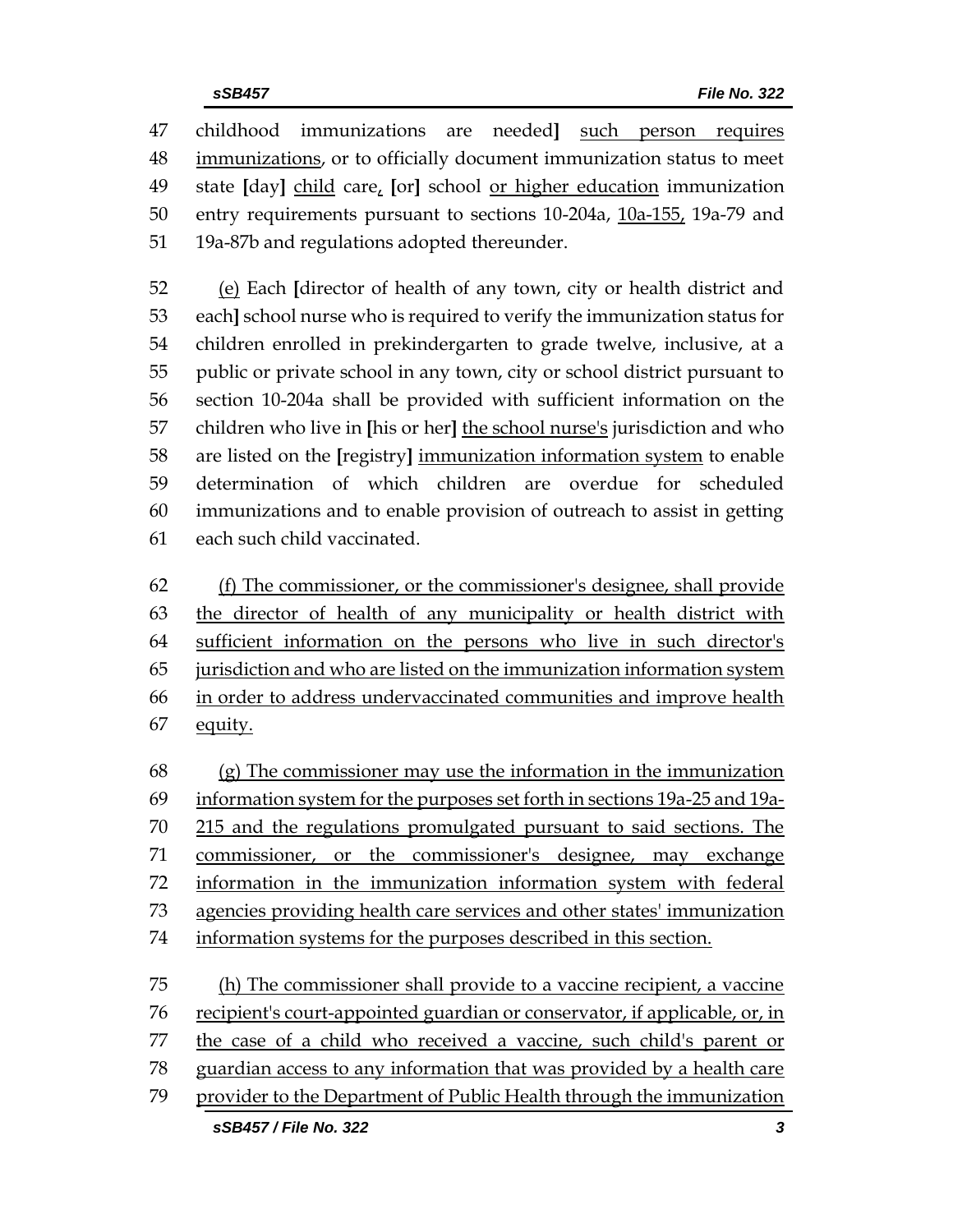childhood immunizations are needed] such person requires immunizations, or to officially document immunization status to meet state [day] child care, [or] school or higher education immunization entry requirements pursuant to sections 10-204a, 10a-155, 19a-79 and 19a-87b and regulations adopted thereunder.

(e) Each [director of health of any town, city or health district and each] school nurse who is required to verify the immunization status for children enrolled in prekindergarten to grade twelve, inclusive, at a public or private school in any town, city or school district pursuant to section 10-204a shall be provided with sufficient information on the children who live in [his or her] the school nurse's jurisdiction and who are listed on the [registry] immunization information system to enable determination of which children are overdue for scheduled immunizations and to enable provision of outreach to assist in getting each such child vaccinated.

(f) The commissioner, or the commissioner's designee, shall provide the director of health of any municipality or health district with sufficient information on the persons who live in such director's jurisdiction and who are listed on the immunization information system in order to address undervaccinated communities and improve health equity.

(g) The commissioner may use the information in the immunization information system for the purposes set forth in sections 19a-25 and 19a-215 and the regulations promulgated pursuant to said sections. The commissioner, or the commissioner's designee, may exchange information in the immunization information system with federal agencies providing health care services and other states' immunization information systems for the purposes described in this section.

(h) The commissioner shall provide to a vaccine recipient, a vaccine recipient's court-appointed guardian or conservator, if applicable, or, in the case of a child who received a vaccine, such child's parent or guardian access to any information that was provided by a health care provider to the Department of Public Health through the immunization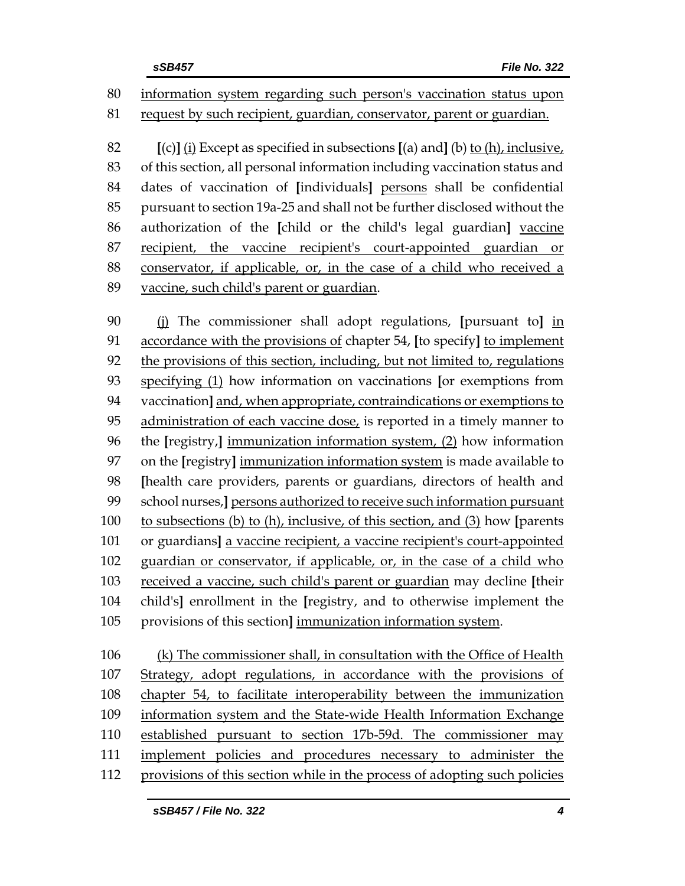information system regarding such person's vaccination status upon request by such recipient, guardian, conservator, parent or guardian.

[(c)] (i) Except as specified in subsections [(a) and] (b) to (h), inclusive, of this section, all personal information including vaccination status and dates of vaccination of [individuals] persons shall be confidential pursuant to section 19a-25 and shall not be further disclosed without the authorization of the [child or the child's legal guardian] vaccine recipient, the vaccine recipient's court-appointed guardian or conservator, if applicable, or, in the case of a child who received a vaccine, such child's parent or guardian.

(j) The commissioner shall adopt regulations, [pursuant to] in accordance with the provisions of chapter 54, [to specify] to implement the provisions of this section, including, but not limited to, regulations specifying (1) how information on vaccinations [or exemptions from vaccination] and, when appropriate, contraindications or exemptions to administration of each vaccine dose, is reported in a timely manner to the [registry,] immunization information system, (2) how information on the [registry] immunization information system is made available to [health care providers, parents or guardians, directors of health and school nurses,] persons authorized to receive such information pursuant to subsections (b) to (h), inclusive, of this section, and (3) how [parents or guardians] a vaccine recipient, a vaccine recipient's court-appointed guardian or conservator, if applicable, or, in the case of a child who received a vaccine, such child's parent or guardian may decline [their child's] enrollment in the [registry, and to otherwise implement the provisions of this section] immunization information system.

(k) The commissioner shall, in consultation with the Office of Health Strategy, adopt regulations, in accordance with the provisions of chapter 54, to facilitate interoperability between the immunization information system and the State-wide Health Information Exchange established pursuant to section 17b-59d. The commissioner may implement policies and procedures necessary to administer the provisions of this section while in the process of adopting such policies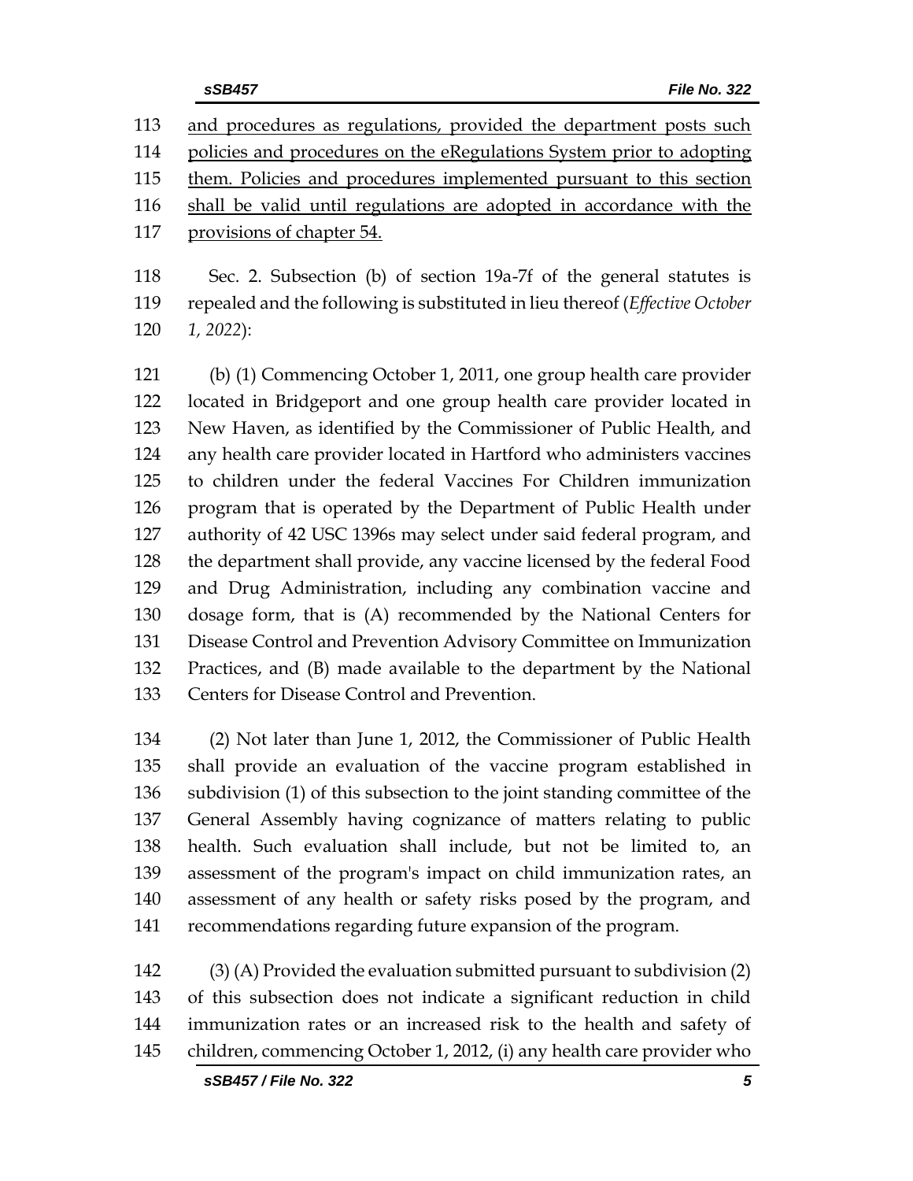<u>and procedures as regulations, provided the department posts such policies and procedures on the eRegulations System prior to adopting them. Policies and procedures implemented pursuant to this section shall be valid until regulations are adopted in accordance with the provisions of chapter 54.</u>

Sec. 2. Subsection (b) of section 19a-7f of the general statutes is repealed and the following is substituted in lieu thereof (*Effective October 1, 2022*):

(b) (1) Commencing October 1, 2011, one group health care provider located in Bridgeport and one group health care provider located in New Haven, as identified by the Commissioner of Public Health, and any health care provider located in Hartford who administers vaccines to children under the federal Vaccines For Children immunization program that is operated by the Department of Public Health under authority of 42 USC 1396s may select under said federal program, and the department shall provide, any vaccine licensed by the federal Food and Drug Administration, including any combination vaccine and dosage form, that is (A) recommended by the National Centers for Disease Control and Prevention Advisory Committee on Immunization Practices, and (B) made available to the department by the National Centers for Disease Control and Prevention.

(2) Not later than June 1, 2012, the Commissioner of Public Health shall provide an evaluation of the vaccine program established in subdivision (1) of this subsection to the joint standing committee of the General Assembly having cognizance of matters relating to public health. Such evaluation shall include, but not be limited to, an assessment of the program's impact on child immunization rates, an assessment of any health or safety risks posed by the program, and recommendations regarding future expansion of the program.

(3) (A) Provided the evaluation submitted pursuant to subdivision (2) of this subsection does not indicate a significant reduction in child immunization rates or an increased risk to the health and safety of children, commencing October 1, 2012, (i) any health care provider who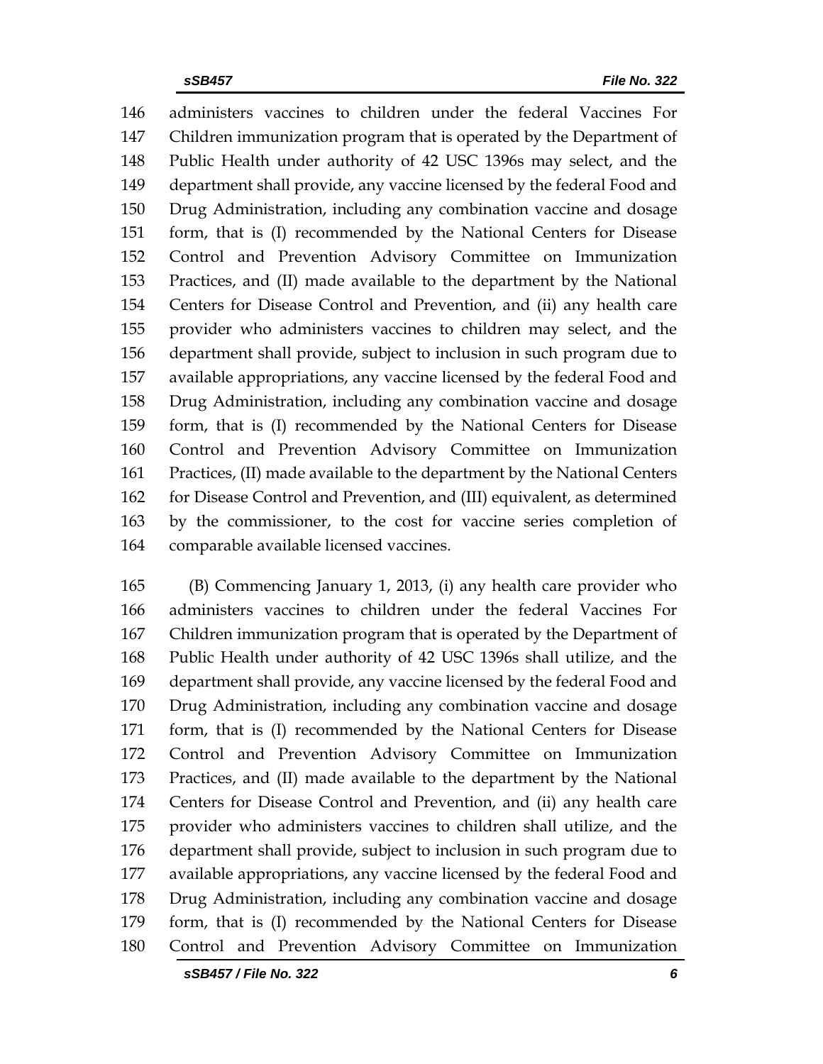146 administers vaccines to children under the federal Vaccines For
147 Children immunization program that is operated by the Department of
148 Public Health under authority of 42 USC 1396s may select, and the
149 department shall provide, any vaccine licensed by the federal Food and
150 Drug Administration, including any combination vaccine and dosage
151 form, that is (I) recommended by the National Centers for Disease
152 Control and Prevention Advisory Committee on Immunization
153 Practices, and (II) made available to the department by the National
154 Centers for Disease Control and Prevention, and (ii) any health care
155 provider who administers vaccines to children may select, and the
156 department shall provide, subject to inclusion in such program due to
157 available appropriations, any vaccine licensed by the federal Food and
158 Drug Administration, including any combination vaccine and dosage
159 form, that is (I) recommended by the National Centers for Disease
160 Control and Prevention Advisory Committee on Immunization
161 Practices, (II) made available to the department by the National Centers
162 for Disease Control and Prevention, and (III) equivalent, as determined
163 by the commissioner, to the cost for vaccine series completion of
164 comparable available licensed vaccines.

165 (B) Commencing January 1, 2013, (i) any health care provider who
166 administers vaccines to children under the federal Vaccines For
167 Children immunization program that is operated by the Department of
168 Public Health under authority of 42 USC 1396s shall utilize, and the
169 department shall provide, any vaccine licensed by the federal Food and
170 Drug Administration, including any combination vaccine and dosage
171 form, that is (I) recommended by the National Centers for Disease
172 Control and Prevention Advisory Committee on Immunization
173 Practices, and (II) made available to the department by the National
174 Centers for Disease Control and Prevention, and (ii) any health care
175 provider who administers vaccines to children shall utilize, and the
176 department shall provide, subject to inclusion in such program due to
177 available appropriations, any vaccine licensed by the federal Food and
178 Drug Administration, including any combination vaccine and dosage
179 form, that is (I) recommended by the National Centers for Disease
180 Control and Prevention Advisory Committee on Immunization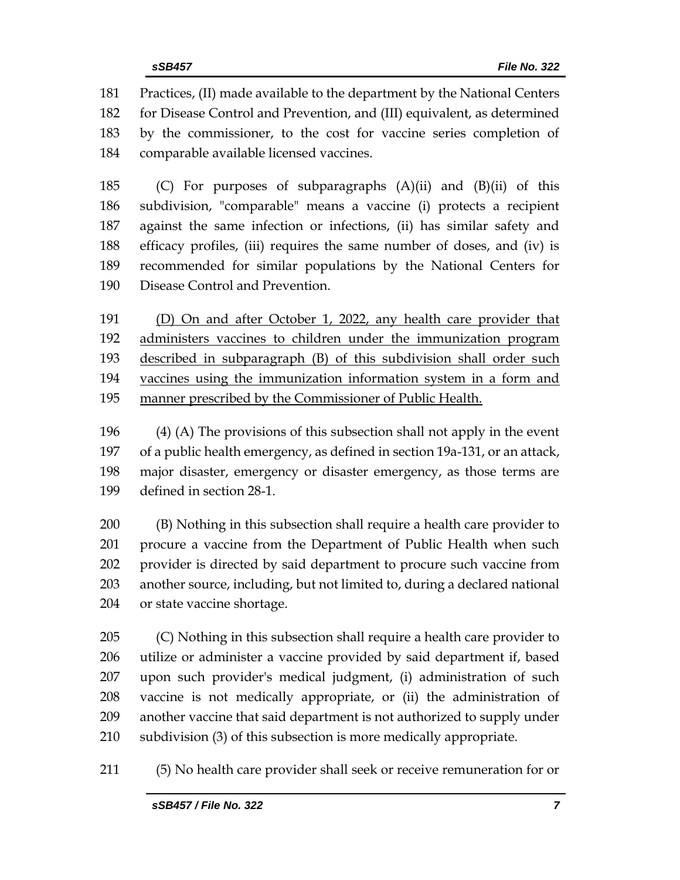Practices, (II) made available to the department by the National Centers for Disease Control and Prevention, and (III) equivalent, as determined by the commissioner, to the cost for vaccine series completion of comparable available licensed vaccines.

(C) For purposes of subparagraphs (A)(ii) and (B)(ii) of this subdivision, "comparable" means a vaccine (i) protects a recipient against the same infection or infections, (ii) has similar safety and efficacy profiles, (iii) requires the same number of doses, and (iv) is recommended for similar populations by the National Centers for Disease Control and Prevention.

<u>(D) On and after October 1, 2022, any health care provider that administers vaccines to children under the immunization program described in subparagraph (B) of this subdivision shall order such vaccines using the immunization information system in a form and manner prescribed by the Commissioner of Public Health.</u>

(4) (A) The provisions of this subsection shall not apply in the event of a public health emergency, as defined in section 19a-131, or an attack, major disaster, emergency or disaster emergency, as those terms are defined in section 28-1.

(B) Nothing in this subsection shall require a health care provider to procure a vaccine from the Department of Public Health when such provider is directed by said department to procure such vaccine from another source, including, but not limited to, during a declared national or state vaccine shortage.

(C) Nothing in this subsection shall require a health care provider to utilize or administer a vaccine provided by said department if, based upon such provider's medical judgment, (i) administration of such vaccine is not medically appropriate, or (ii) the administration of another vaccine that said department is not authorized to supply under subdivision (3) of this subsection is more medically appropriate.

(5) No health care provider shall seek or receive remuneration for or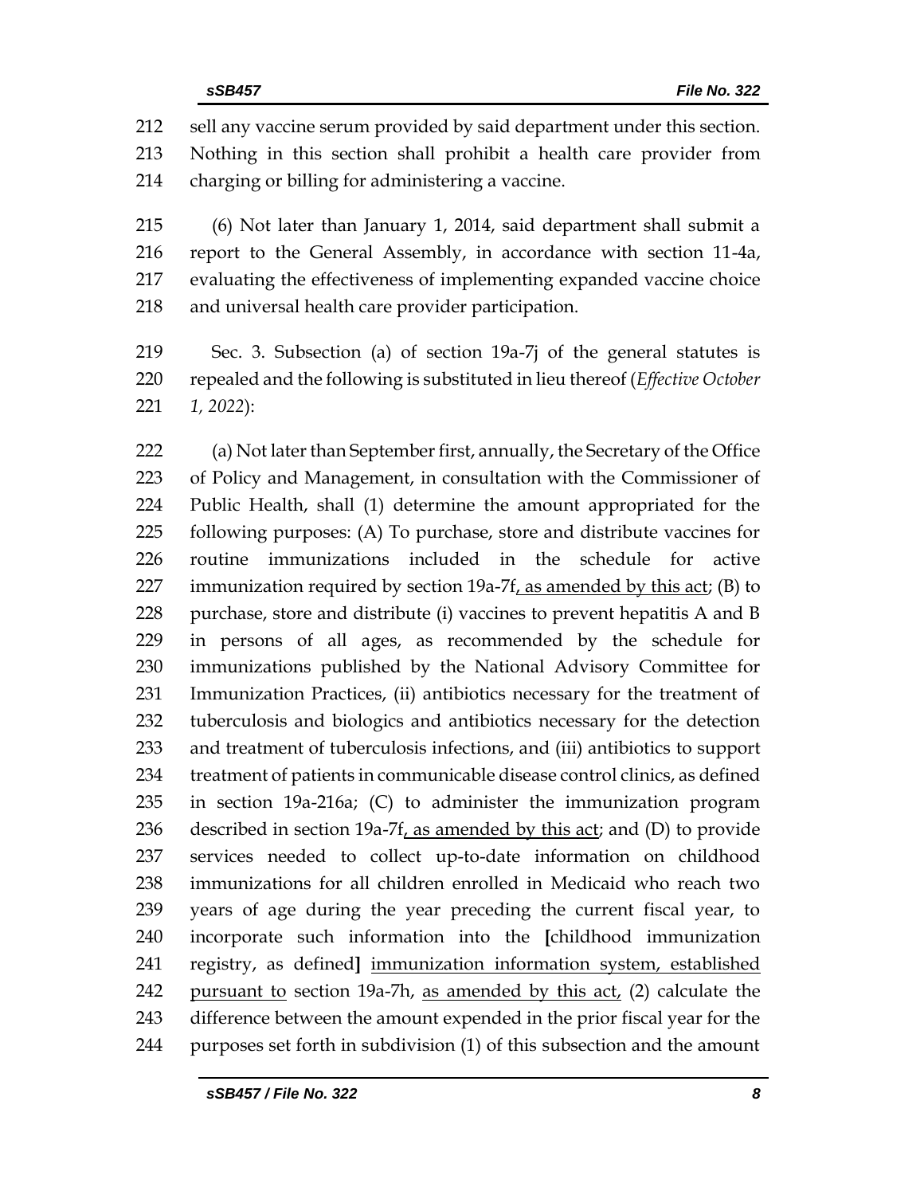sell any vaccine serum provided by said department under this section. Nothing in this section shall prohibit a health care provider from charging or billing for administering a vaccine.

(6) Not later than January 1, 2014, said department shall submit a report to the General Assembly, in accordance with section 11-4a, evaluating the effectiveness of implementing expanded vaccine choice and universal health care provider participation.

Sec. 3. Subsection (a) of section 19a-7j of the general statutes is repealed and the following is substituted in lieu thereof (*Effective October 1, 2022*):

(a) Not later than September first, annually, the Secretary of the Office of Policy and Management, in consultation with the Commissioner of Public Health, shall (1) determine the amount appropriated for the following purposes: (A) To purchase, store and distribute vaccines for routine immunizations included in the schedule for active immunization required by section 19a-7f<u>, as amended by this act</u>; (B) to purchase, store and distribute (i) vaccines to prevent hepatitis A and B in persons of all ages, as recommended by the schedule for immunizations published by the National Advisory Committee for Immunization Practices, (ii) antibiotics necessary for the treatment of tuberculosis and biologics and antibiotics necessary for the detection and treatment of tuberculosis infections, and (iii) antibiotics to support treatment of patients in communicable disease control clinics, as defined in section 19a-216a; (C) to administer the immunization program described in section 19a-7f<u>, as amended by this act</u>; and (D) to provide services needed to collect up-to-date information on childhood immunizations for all children enrolled in Medicaid who reach two years of age during the year preceding the current fiscal year, to incorporate such information into the [childhood immunization registry, as defined] <u>immunization information system, established pursuant to</u> section 19a-7h, <u>as amended by this act,</u> (2) calculate the difference between the amount expended in the prior fiscal year for the purposes set forth in subdivision (1) of this subsection and the amount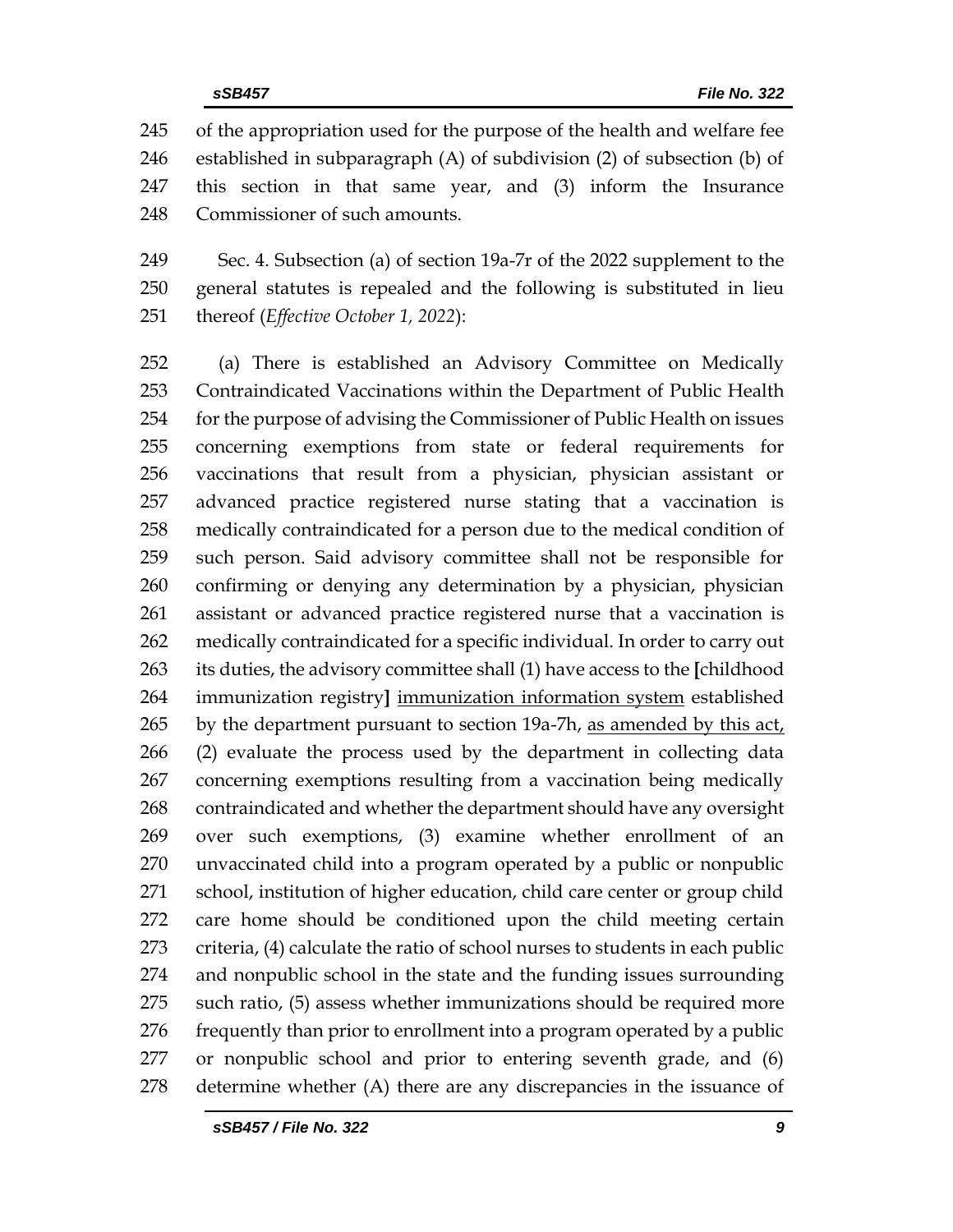of the appropriation used for the purpose of the health and welfare fee established in subparagraph (A) of subdivision (2) of subsection (b) of this section in that same year, and (3) inform the Insurance Commissioner of such amounts.

Sec. 4. Subsection (a) of section 19a-7r of the 2022 supplement to the general statutes is repealed and the following is substituted in lieu thereof (*Effective October 1, 2022*):

(a) There is established an Advisory Committee on Medically Contraindicated Vaccinations within the Department of Public Health for the purpose of advising the Commissioner of Public Health on issues concerning exemptions from state or federal requirements for vaccinations that result from a physician, physician assistant or advanced practice registered nurse stating that a vaccination is medically contraindicated for a person due to the medical condition of such person. Said advisory committee shall not be responsible for confirming or denying any determination by a physician, physician assistant or advanced practice registered nurse that a vaccination is medically contraindicated for a specific individual. In order to carry out its duties, the advisory committee shall (1) have access to the **[**childhood immunization registry**]** <u>immunization information system</u> established by the department pursuant to section 19a-7h, <u>as amended by this act,</u> (2) evaluate the process used by the department in collecting data concerning exemptions resulting from a vaccination being medically contraindicated and whether the department should have any oversight over such exemptions, (3) examine whether enrollment of an unvaccinated child into a program operated by a public or nonpublic school, institution of higher education, child care center or group child care home should be conditioned upon the child meeting certain criteria, (4) calculate the ratio of school nurses to students in each public and nonpublic school in the state and the funding issues surrounding such ratio, (5) assess whether immunizations should be required more frequently than prior to enrollment into a program operated by a public or nonpublic school and prior to entering seventh grade, and (6) determine whether (A) there are any discrepancies in the issuance of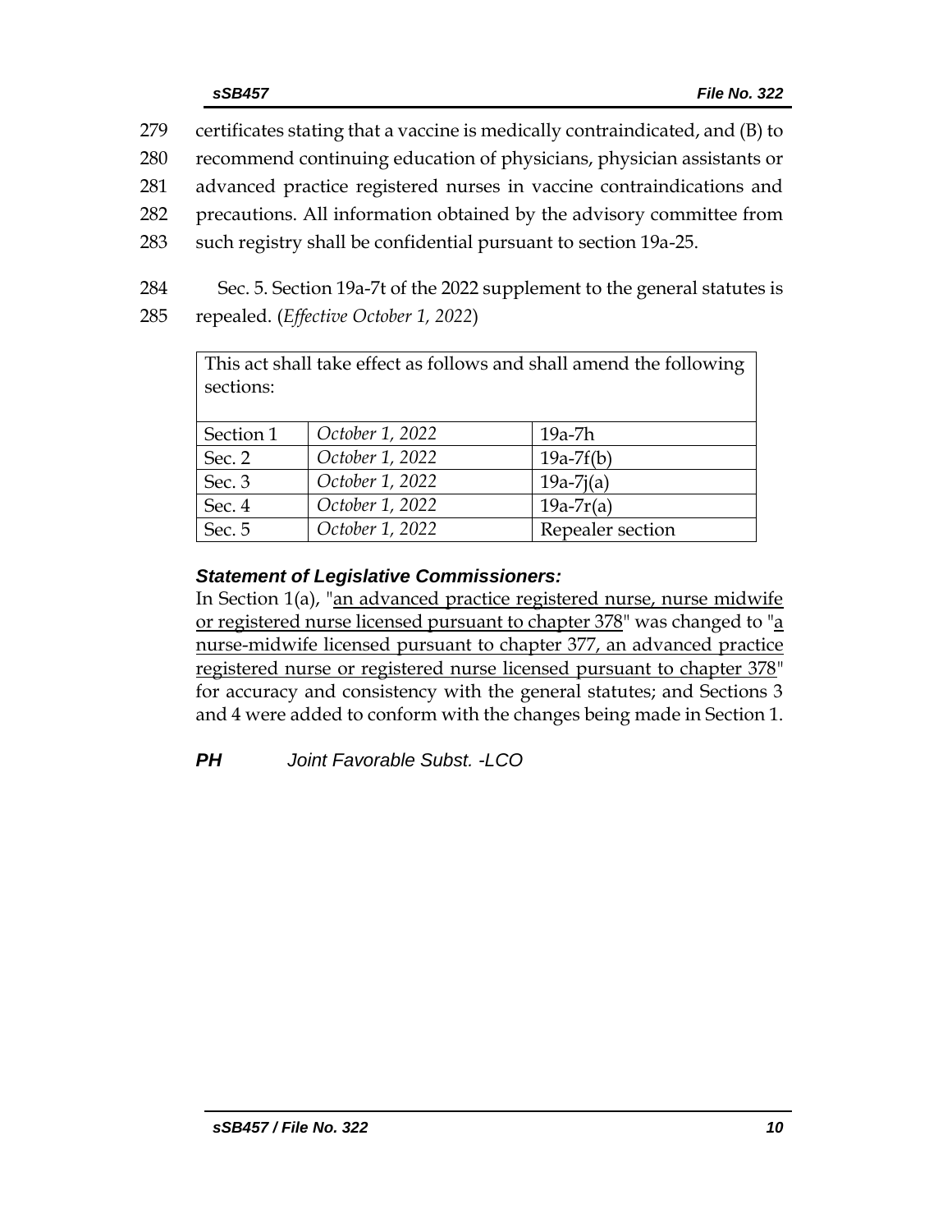279 certificates stating that a vaccine is medically contraindicated, and (B) to
280 recommend continuing education of physicians, physician assistants or
281 advanced practice registered nurses in vaccine contraindications and
282 precautions. All information obtained by the advisory committee from
283 such registry shall be confidential pursuant to section 19a-25.

284 Sec. 5. Section 19a-7t of the 2022 supplement to the general statutes is
285 repealed. (*Effective October 1, 2022*)

| This act shall take effect as follows and shall amend the following sections: | | |
|---|---|---|
| Section 1 | *October 1, 2022* | 19a-7h |
| Sec. 2 | *October 1, 2022* | 19a-7f(b) |
| Sec. 3 | *October 1, 2022* | 19a-7j(a) |
| Sec. 4 | *October 1, 2022* | 19a-7r(a) |
| Sec. 5 | *October 1, 2022* | Repealer section |

***Statement of Legislative Commissioners:***

In Section 1(a), "<u>an advanced practice registered nurse, nurse midwife or registered nurse licensed pursuant to chapter 378</u>" was changed to "<u>a nurse-midwife licensed pursuant to chapter 377, an advanced practice registered nurse or registered nurse licensed pursuant to chapter 378</u>" for accuracy and consistency with the general statutes; and Sections 3 and 4 were added to conform with the changes being made in Section 1.

***PH*** *Joint Favorable Subst. -LCO*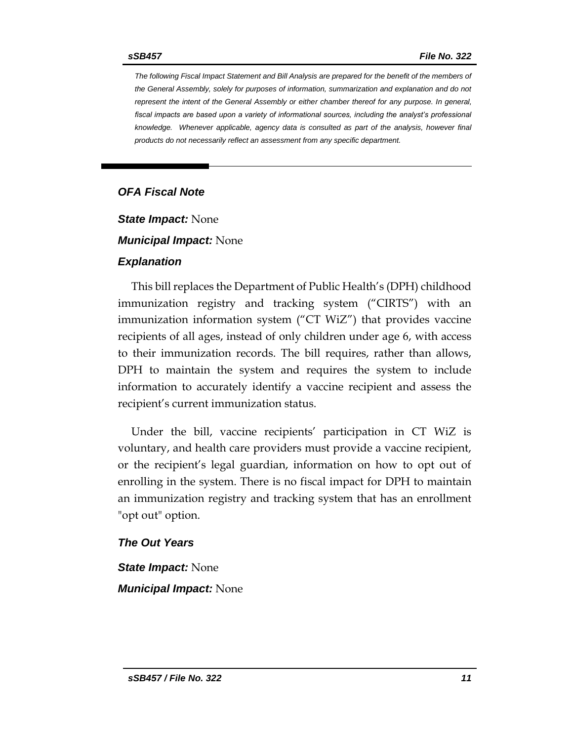*The following Fiscal Impact Statement and Bill Analysis are prepared for the benefit of the members of the General Assembly, solely for purposes of information, summarization and explanation and do not represent the intent of the General Assembly or either chamber thereof for any purpose. In general, fiscal impacts are based upon a variety of informational sources, including the analyst's professional knowledge. Whenever applicable, agency data is consulted as part of the analysis, however final products do not necessarily reflect an assessment from any specific department.*

## *OFA Fiscal Note*

***State Impact:*** None

***Municipal Impact:*** None

### *Explanation*

This bill replaces the Department of Public Health's (DPH) childhood immunization registry and tracking system ("CIRTS") with an immunization information system ("CT WiZ") that provides vaccine recipients of all ages, instead of only children under age 6, with access to their immunization records. The bill requires, rather than allows, DPH to maintain the system and requires the system to include information to accurately identify a vaccine recipient and assess the recipient's current immunization status.

Under the bill, vaccine recipients' participation in CT WiZ is voluntary, and health care providers must provide a vaccine recipient, or the recipient's legal guardian, information on how to opt out of enrolling in the system. There is no fiscal impact for DPH to maintain an immunization registry and tracking system that has an enrollment "opt out" option.

### *The Out Years*

***State Impact:*** None

***Municipal Impact:*** None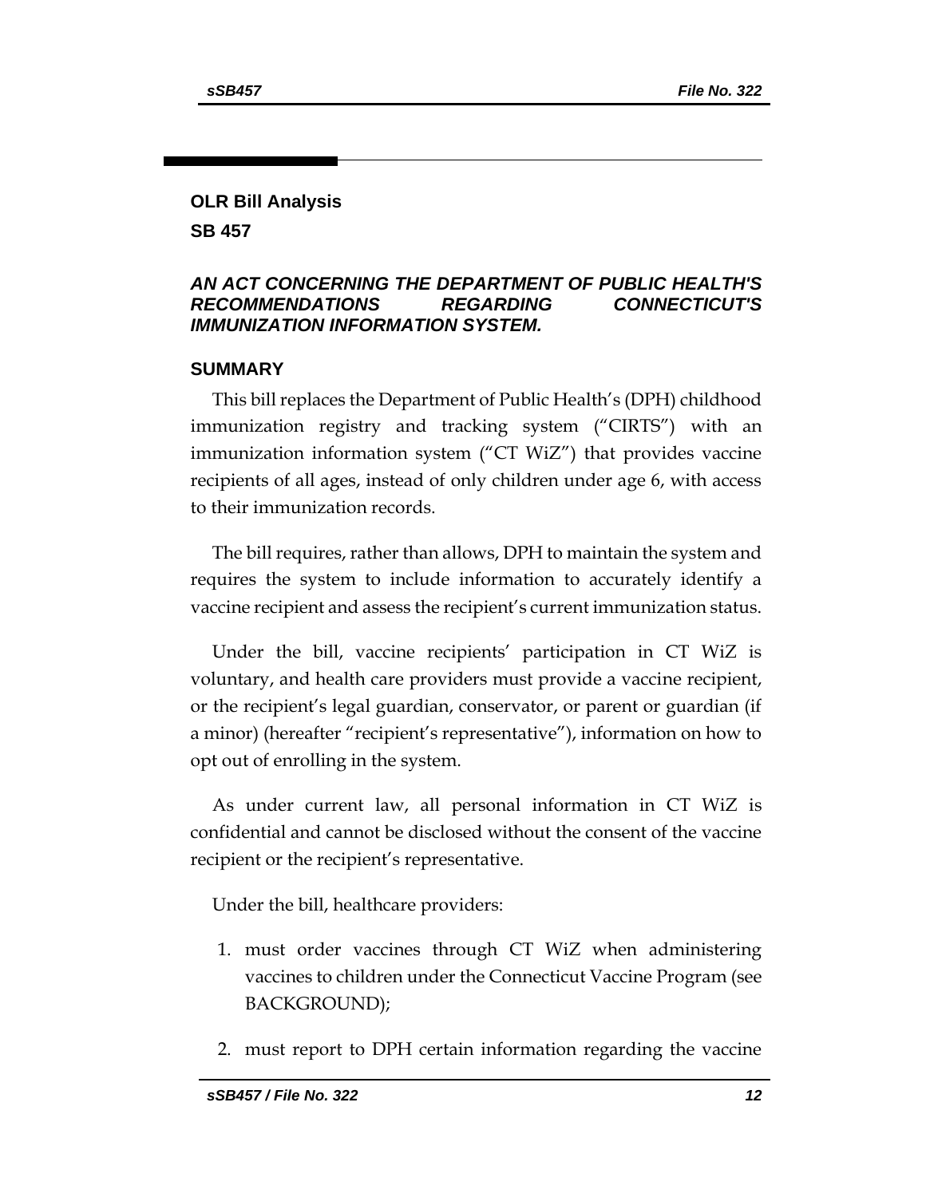## OLR Bill Analysis

## SB 457

### *AN ACT CONCERNING THE DEPARTMENT OF PUBLIC HEALTH'S RECOMMENDATIONS REGARDING CONNECTICUT'S IMMUNIZATION INFORMATION SYSTEM.*

### SUMMARY

This bill replaces the Department of Public Health's (DPH) childhood immunization registry and tracking system ("CIRTS") with an immunization information system ("CT WiZ") that provides vaccine recipients of all ages, instead of only children under age 6, with access to their immunization records.

The bill requires, rather than allows, DPH to maintain the system and requires the system to include information to accurately identify a vaccine recipient and assess the recipient's current immunization status.

Under the bill, vaccine recipients' participation in CT WiZ is voluntary, and health care providers must provide a vaccine recipient, or the recipient's legal guardian, conservator, or parent or guardian (if a minor) (hereafter "recipient's representative"), information on how to opt out of enrolling in the system.

As under current law, all personal information in CT WiZ is confidential and cannot be disclosed without the consent of the vaccine recipient or the recipient's representative.

Under the bill, healthcare providers:

1. must order vaccines through CT WiZ when administering vaccines to children under the Connecticut Vaccine Program (see BACKGROUND);
2. must report to DPH certain information regarding the vaccine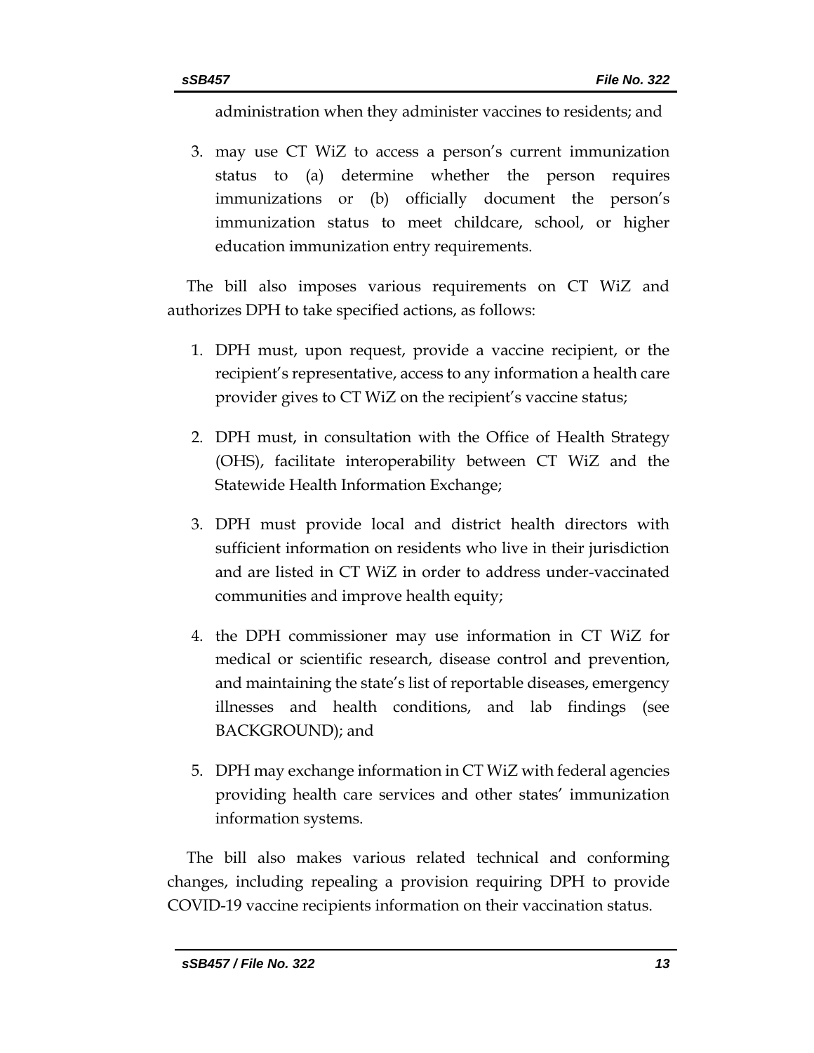administration when they administer vaccines to residents; and

3. may use CT WiZ to access a person's current immunization status to (a) determine whether the person requires immunizations or (b) officially document the person's immunization status to meet childcare, school, or higher education immunization entry requirements.

The bill also imposes various requirements on CT WiZ and authorizes DPH to take specified actions, as follows:

1. DPH must, upon request, provide a vaccine recipient, or the recipient's representative, access to any information a health care provider gives to CT WiZ on the recipient's vaccine status;
2. DPH must, in consultation with the Office of Health Strategy (OHS), facilitate interoperability between CT WiZ and the Statewide Health Information Exchange;
3. DPH must provide local and district health directors with sufficient information on residents who live in their jurisdiction and are listed in CT WiZ in order to address under-vaccinated communities and improve health equity;
4. the DPH commissioner may use information in CT WiZ for medical or scientific research, disease control and prevention, and maintaining the state's list of reportable diseases, emergency illnesses and health conditions, and lab findings (see BACKGROUND); and
5. DPH may exchange information in CT WiZ with federal agencies providing health care services and other states' immunization information systems.

The bill also makes various related technical and conforming changes, including repealing a provision requiring DPH to provide COVID-19 vaccine recipients information on their vaccination status.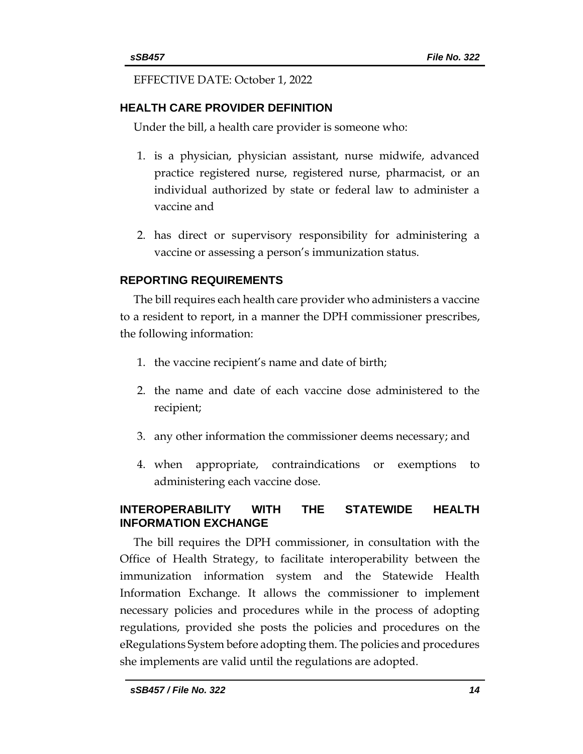EFFECTIVE DATE: October 1, 2022

## HEALTH CARE PROVIDER DEFINITION

Under the bill, a health care provider is someone who:

1. is a physician, physician assistant, nurse midwife, advanced practice registered nurse, registered nurse, pharmacist, or an individual authorized by state or federal law to administer a vaccine and
2. has direct or supervisory responsibility for administering a vaccine or assessing a person's immunization status.

## REPORTING REQUIREMENTS

The bill requires each health care provider who administers a vaccine to a resident to report, in a manner the DPH commissioner prescribes, the following information:

1. the vaccine recipient's name and date of birth;
2. the name and date of each vaccine dose administered to the recipient;
3. any other information the commissioner deems necessary; and
4. when appropriate, contraindications or exemptions to administering each vaccine dose.

## INTEROPERABILITY WITH THE STATEWIDE HEALTH INFORMATION EXCHANGE

The bill requires the DPH commissioner, in consultation with the Office of Health Strategy, to facilitate interoperability between the immunization information system and the Statewide Health Information Exchange. It allows the commissioner to implement necessary policies and procedures while in the process of adopting regulations, provided she posts the policies and procedures on the eRegulations System before adopting them. The policies and procedures she implements are valid until the regulations are adopted.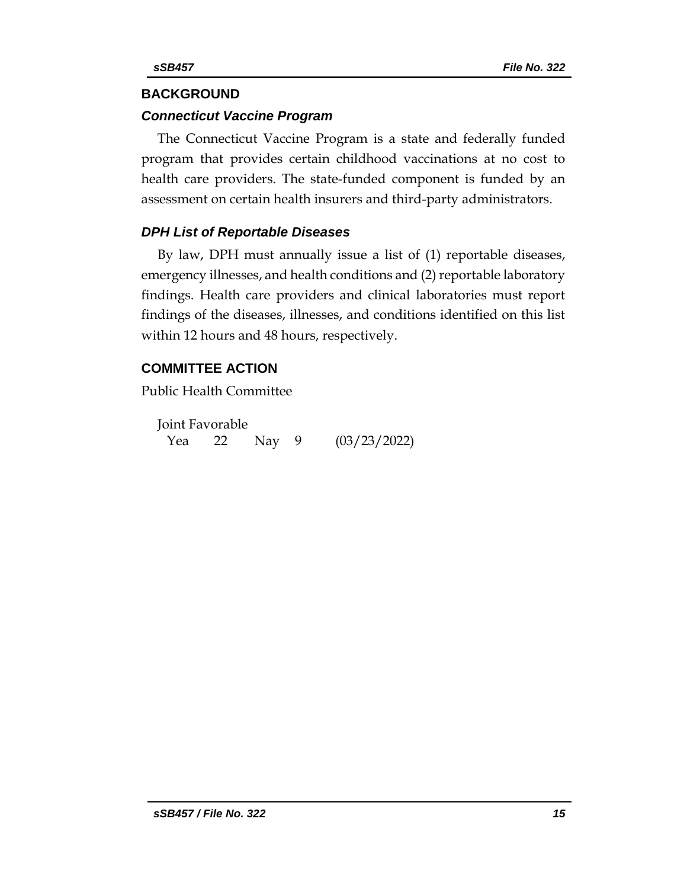## BACKGROUND

### *Connecticut Vaccine Program*

The Connecticut Vaccine Program is a state and federally funded program that provides certain childhood vaccinations at no cost to health care providers. The state-funded component is funded by an assessment on certain health insurers and third-party administrators.

### *DPH List of Reportable Diseases*

By law, DPH must annually issue a list of (1) reportable diseases, emergency illnesses, and health conditions and (2) reportable laboratory findings. Health care providers and clinical laboratories must report findings of the diseases, illnesses, and conditions identified on this list within 12 hours and 48 hours, respectively.

## COMMITTEE ACTION

Public Health Committee

Joint Favorable
Yea 22 Nay 9 (03/23/2022)